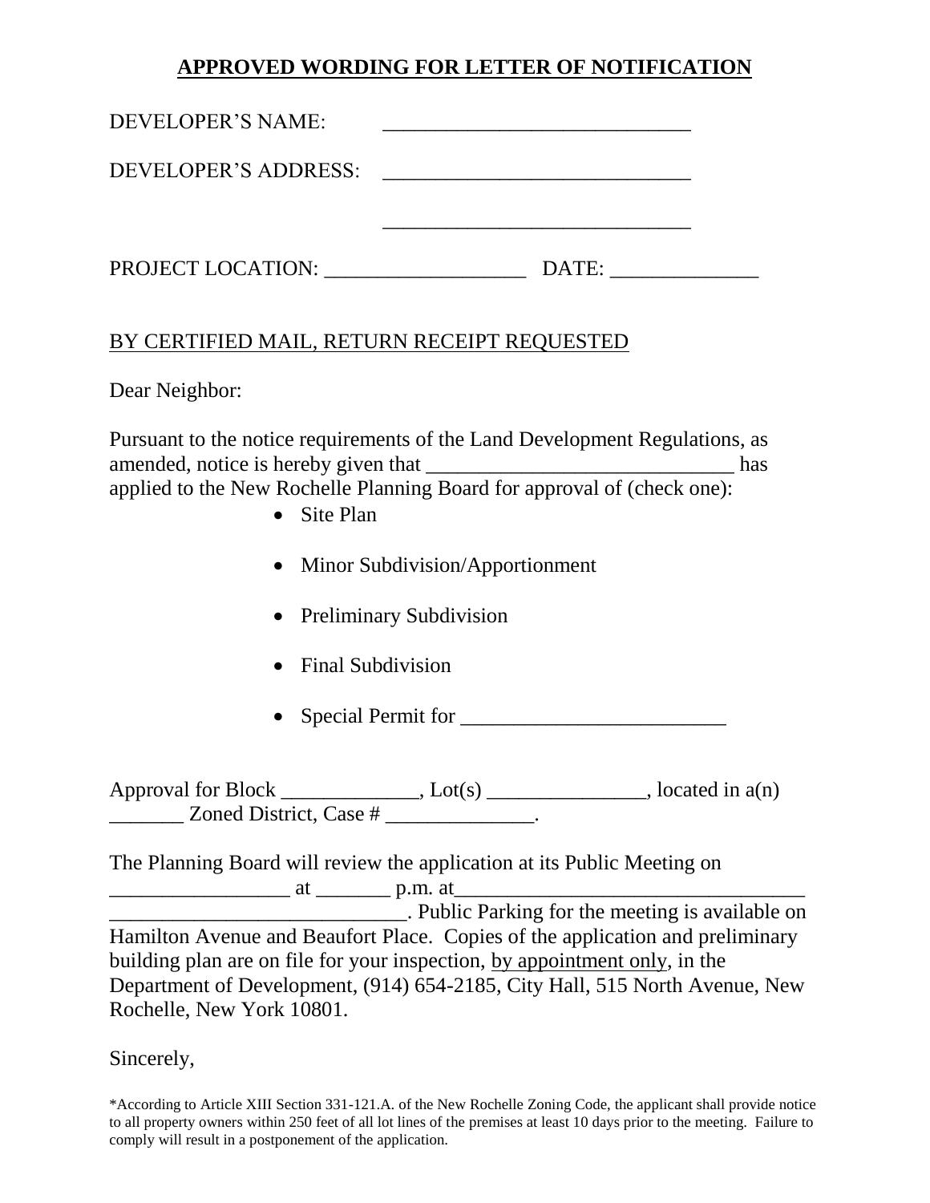# APPROVED WORDING FOR LETTER OF NOTIFICATION

DEVELOPER'S NAME: ______________________________

DEVELOPER'S ADDRESS: ______________________________

______________________________

PROJECT LOCATION: ___________________ DATE: ______________

BY CERTIFIED MAIL, RETURN RECEIPT REQUESTED

Dear Neighbor:

Pursuant to the notice requirements of the Land Development Regulations, as amended, notice is hereby given that ______________________________ has applied to the New Rochelle Planning Board for approval of (check one):

- Site Plan
- Minor Subdivision/Apportionment
- Preliminary Subdivision
- Final Subdivision
- Special Permit for _________________________

Approval for Block _____________, Lot(s) _______________, located in a(n) _______ Zoned District, Case # ______________.

The Planning Board will review the application at its Public Meeting on _________________ at _______ p.m. at_________________________________ ____________________________. Public Parking for the meeting is available on Hamilton Avenue and Beaufort Place. Copies of the application and preliminary building plan are on file for your inspection, by appointment only, in the Department of Development, (914) 654-2185, City Hall, 515 North Avenue, New Rochelle, New York 10801.

Sincerely,

*According to Article XIII Section 331-121.A. of the New Rochelle Zoning Code, the applicant shall provide notice to all property owners within 250 feet of all lot lines of the premises at least 10 days prior to the meeting. Failure to comply will result in a postponement of the application.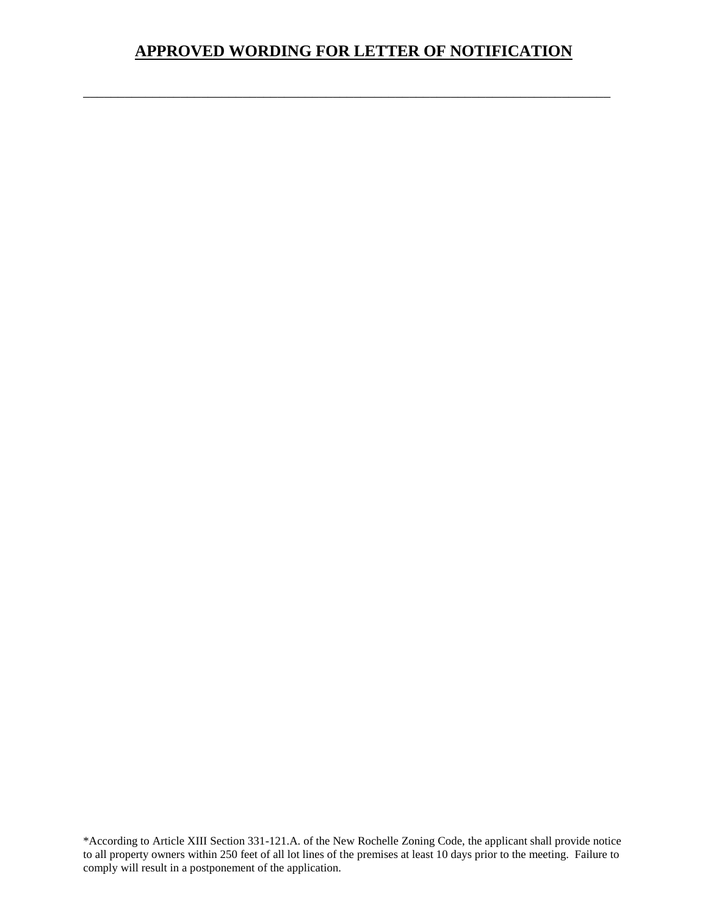## **APPROVED WORDING FOR LETTER OF NOTIFICATION**

---

*According to Article XIII Section 331-121.A. of the New Rochelle Zoning Code, the applicant shall provide notice to all property owners within 250 feet of all lot lines of the premises at least 10 days prior to the meeting. Failure to comply will result in a postponement of the application.